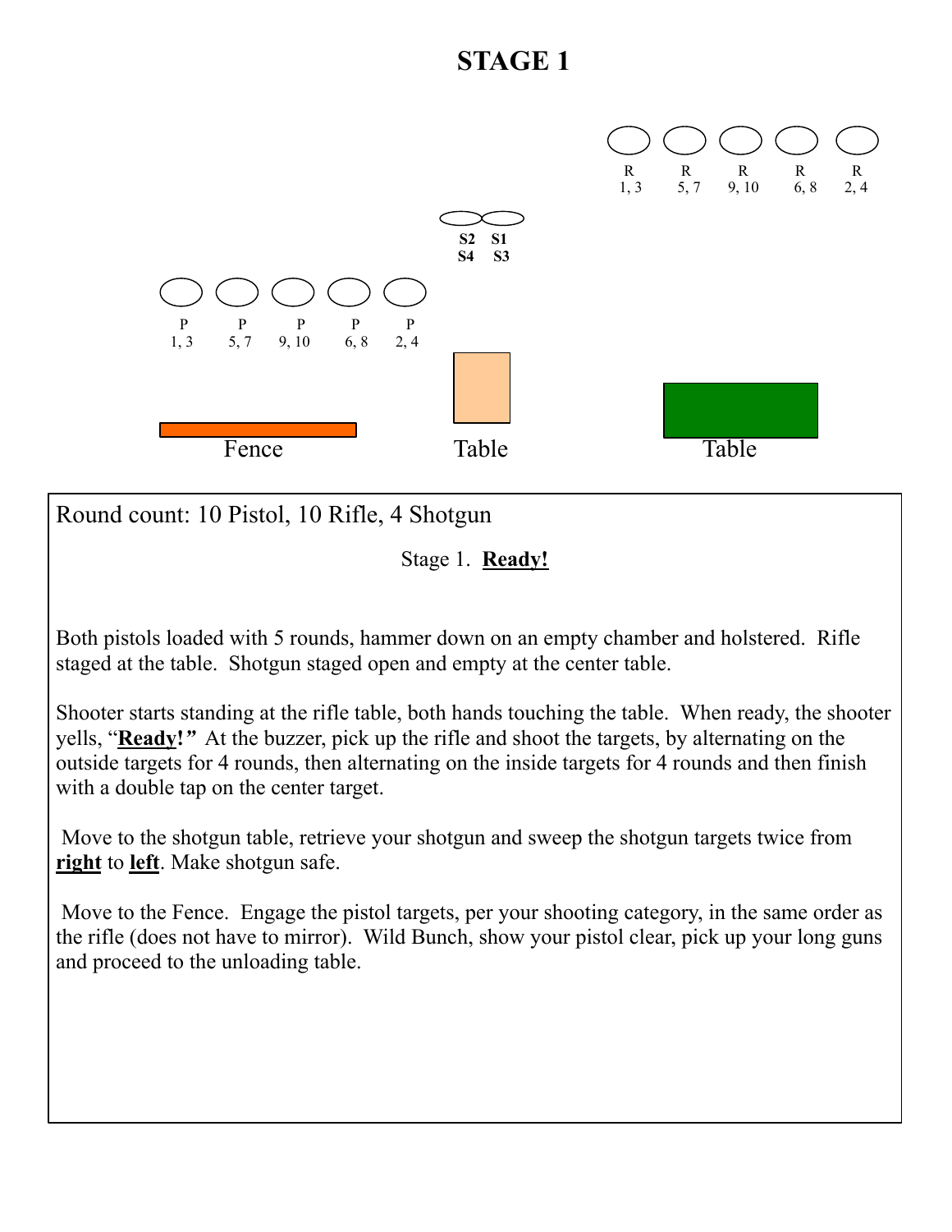# STAGE 1

R 1, 3 | R 5, 7 | R 9, 10 | R 6, 8 | R 2, 4

S2 S4 | S1 S3

P 1, 3 | P 5, 7 | P 9, 10 | P 6, 8 | P 2, 4

Fence | Table | Table

Round count: 10 Pistol, 10 Rifle, 4 Shotgun

Stage 1. **Ready!**

Both pistols loaded with 5 rounds, hammer down on an empty chamber and holstered. Rifle staged at the table. Shotgun staged open and empty at the center table.

Shooter starts standing at the rifle table, both hands touching the table. When ready, the shooter yells, "***Ready!***" At the buzzer, pick up the rifle and shoot the targets, by alternating on the outside targets for 4 rounds, then alternating on the inside targets for 4 rounds and then finish with a double tap on the center target.

Move to the shotgun table, retrieve your shotgun and sweep the shotgun targets twice from **right** to **left**. Make shotgun safe.

Move to the Fence. Engage the pistol targets, per your shooting category, in the same order as the rifle (does not have to mirror). Wild Bunch, show your pistol clear, pick up your long guns and proceed to the unloading table.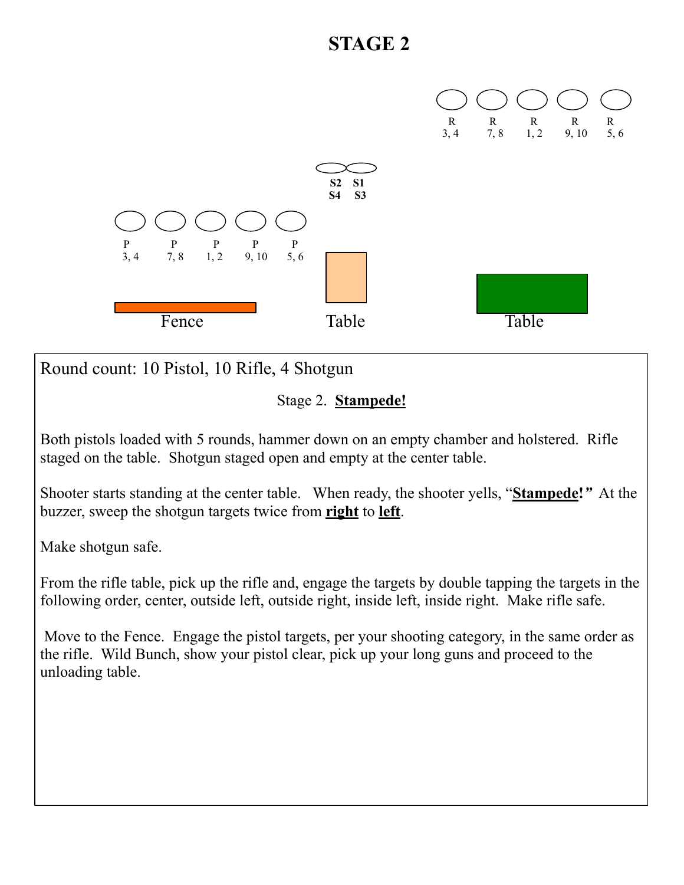# STAGE 2

R 3, 4 | R 7, 8 | R 1, 2 | R 9, 10 | R 5, 6

**S2 S1**
**S4 S3**

P 3, 4 | P 7, 8 | P 1, 2 | P 9, 10 | P 5, 6

Fence | Table | Table

Round count: 10 Pistol, 10 Rifle, 4 Shotgun

Stage 2. **Stampede!**

Both pistols loaded with 5 rounds, hammer down on an empty chamber and holstered. Rifle staged on the table. Shotgun staged open and empty at the center table.

Shooter starts standing at the center table. When ready, the shooter yells, "**Stampede!**" At the buzzer, sweep the shotgun targets twice from **right** to **left**.

Make shotgun safe.

From the rifle table, pick up the rifle and, engage the targets by double tapping the targets in the following order, center, outside left, outside right, inside left, inside right. Make rifle safe.

Move to the Fence. Engage the pistol targets, per your shooting category, in the same order as the rifle. Wild Bunch, show your pistol clear, pick up your long guns and proceed to the unloading table.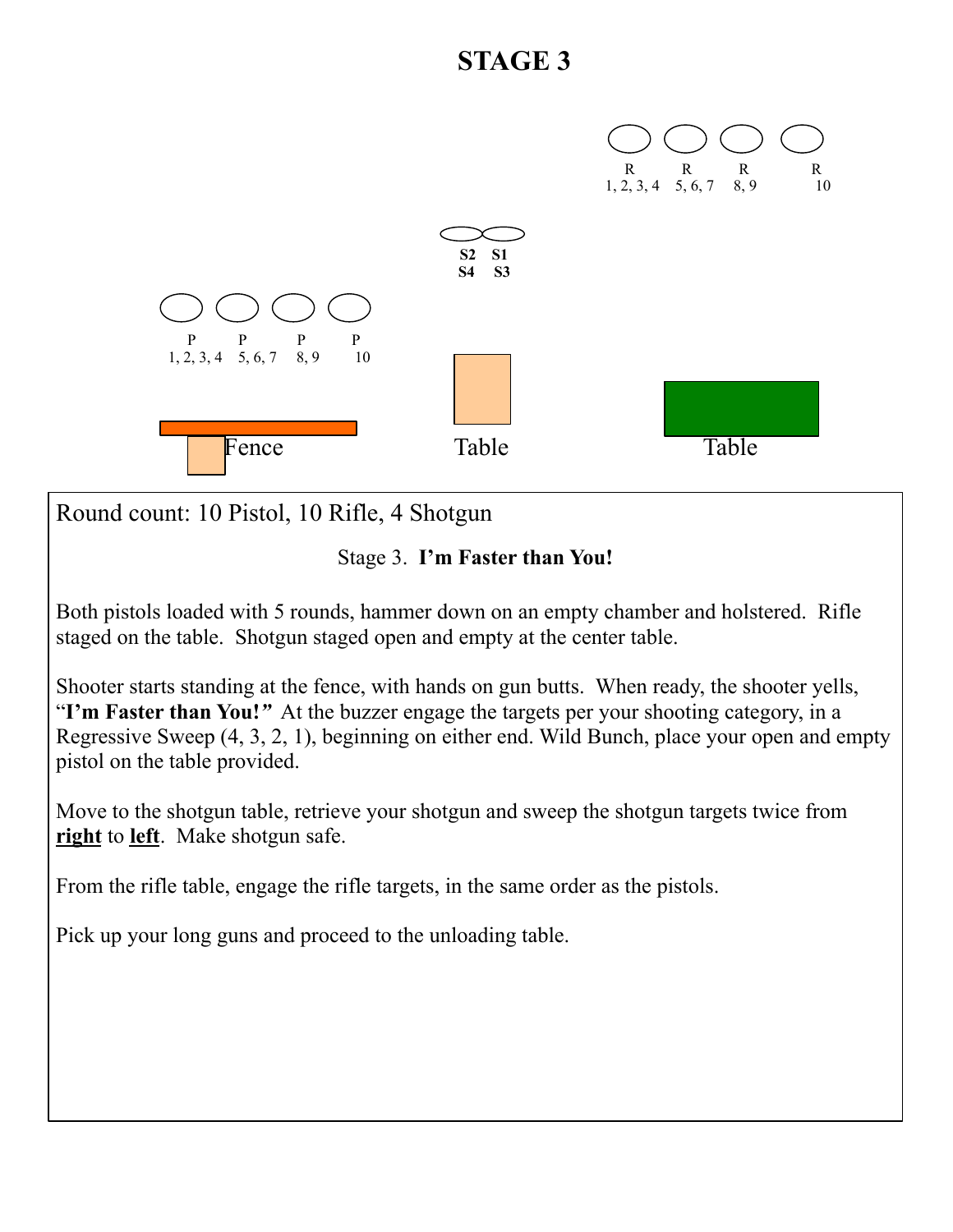# STAGE 3

R R R R
1, 2, 3, 4 5, 6, 7 8, 9 10

S2 S1
S4 S3

P P P P
1, 2, 3, 4 5, 6, 7 8, 9 10

Fence Table Table

Round count: 10 Pistol, 10 Rifle, 4 Shotgun

Stage 3. **I'm Faster than You!**

Both pistols loaded with 5 rounds, hammer down on an empty chamber and holstered. Rifle staged on the table. Shotgun staged open and empty at the center table.

Shooter starts standing at the fence, with hands on gun butts. When ready, the shooter yells, "**I'm Faster than You!***"* At the buzzer engage the targets per your shooting category, in a Regressive Sweep (4, 3, 2, 1), beginning on either end. Wild Bunch, place your open and empty pistol on the table provided.

Move to the shotgun table, retrieve your shotgun and sweep the shotgun targets twice from **right** to **left**. Make shotgun safe.

From the rifle table, engage the rifle targets, in the same order as the pistols.

Pick up your long guns and proceed to the unloading table.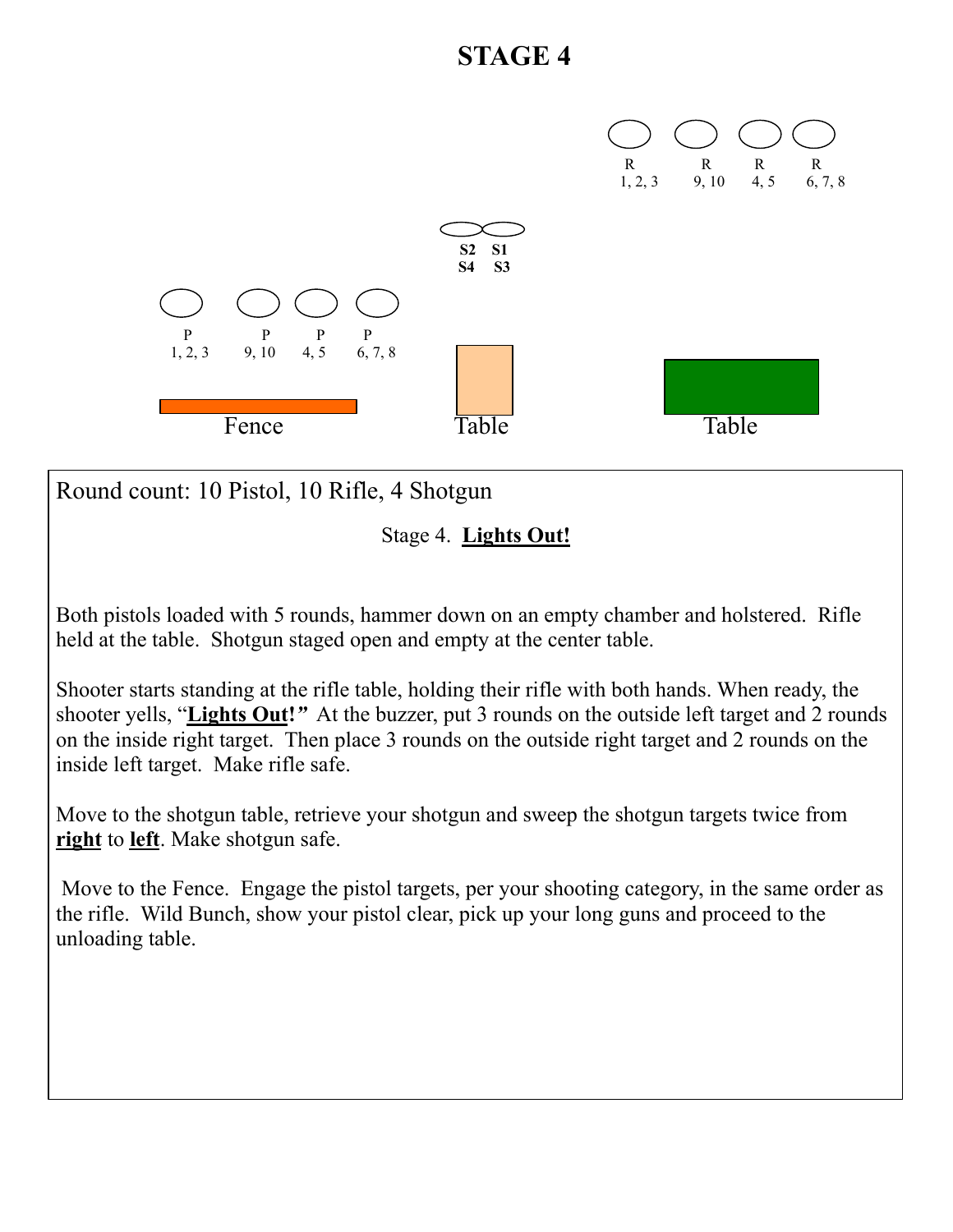# STAGE 4

R
1, 2, 3

R
9, 10

R
4, 5

R
6, 7, 8

S2 S1
S4 S3

P
1, 2, 3

P
9, 10

P
4, 5

P
6, 7, 8

Fence

Table

Table

Round count: 10 Pistol, 10 Rifle, 4 Shotgun

Stage 4. **Lights Out!**

Both pistols loaded with 5 rounds, hammer down on an empty chamber and holstered. Rifle held at the table. Shotgun staged open and empty at the center table.

Shooter starts standing at the rifle table, holding their rifle with both hands. When ready, the shooter yells, "**Lights Out!**" At the buzzer, put 3 rounds on the outside left target and 2 rounds on the inside right target. Then place 3 rounds on the outside right target and 2 rounds on the inside left target. Make rifle safe.

Move to the shotgun table, retrieve your shotgun and sweep the shotgun targets twice from **right** to **left**. Make shotgun safe.

Move to the Fence. Engage the pistol targets, per your shooting category, in the same order as the rifle. Wild Bunch, show your pistol clear, pick up your long guns and proceed to the unloading table.